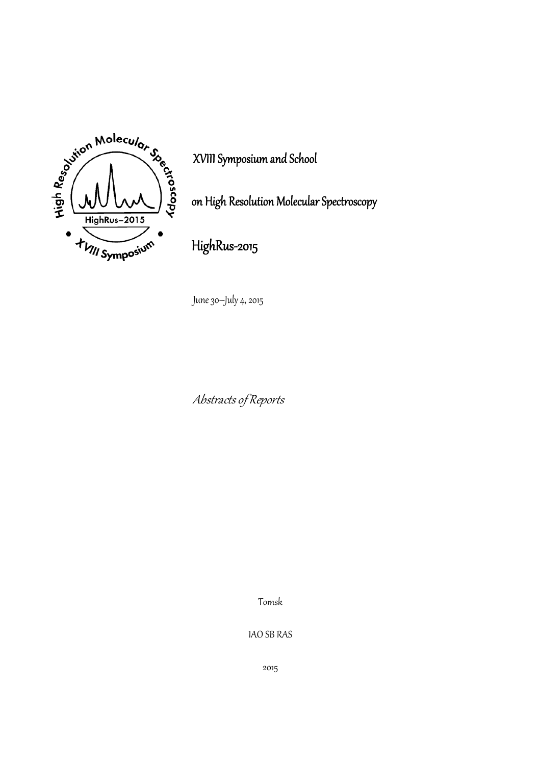# XVIII Symposium and School

# on High Resolution Molecular Spectroscopy

# HighRus-2015

June 30–July 4, 2015

*Abstracts of Reports*

Tomsk

IAO SB RAS

2015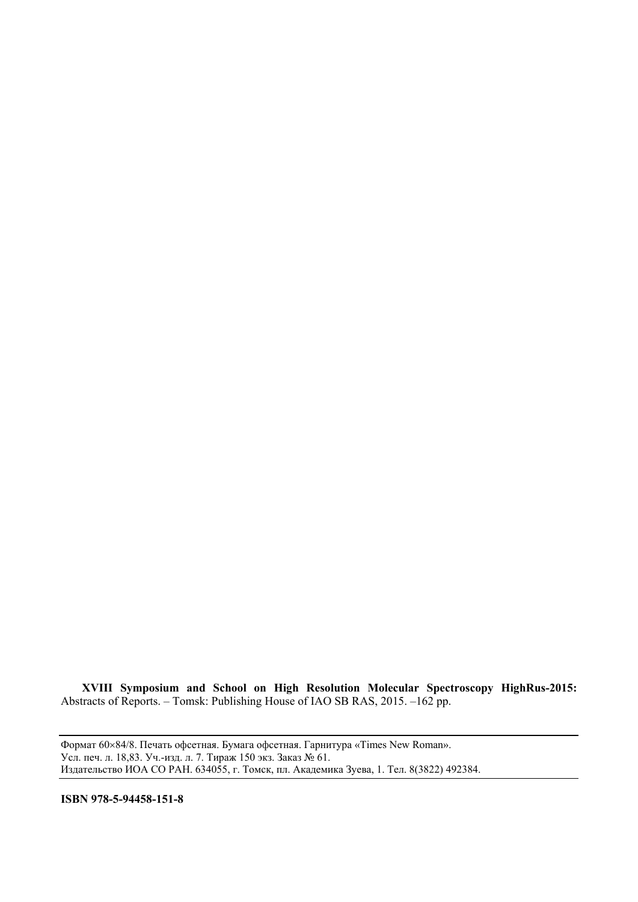**XVIII Symposium and School on High Resolution Molecular Spectroscopy HighRus-2015:** Abstracts of Reports. – Tomsk: Publishing House of IAO SB RAS, 2015. –162 pp.

---

Формат 60×84/8. Печать офсетная. Бумага офсетная. Гарнитура «Times New Roman».
Усл. печ. л. 18,83. Уч.-изд. л. 7. Тираж 150 экз. Заказ № 61.
Издательство ИОА СО РАН. 634055, г. Томск, пл. Академика Зуева, 1. Тел. 8(3822) 492384.

---

**ISBN 978-5-94458-151-8**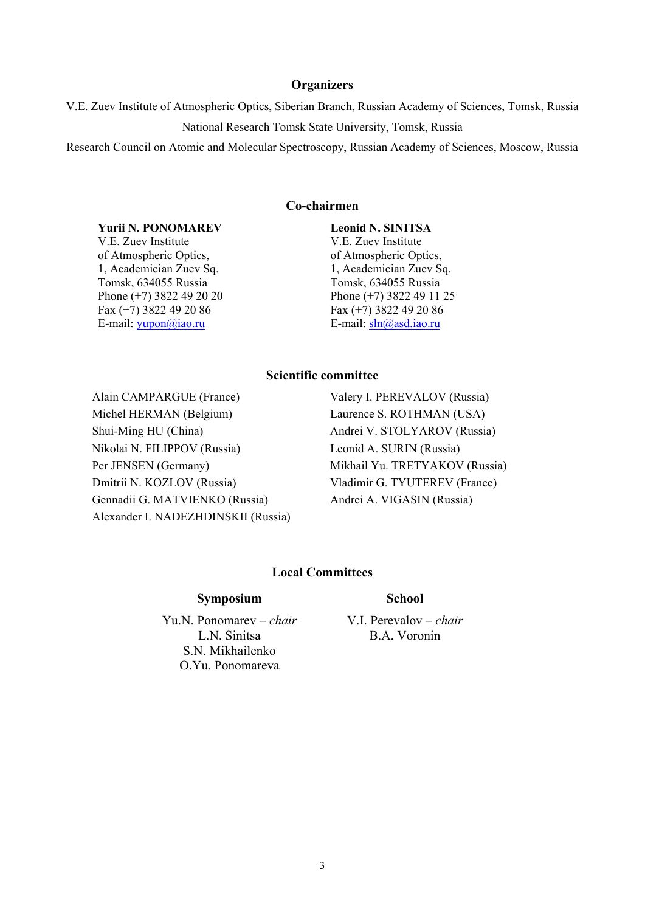## Organizers

V.E. Zuev Institute of Atmospheric Optics, Siberian Branch, Russian Academy of Sciences, Tomsk, Russia

National Research Tomsk State University, Tomsk, Russia

Research Council on Atomic and Molecular Spectroscopy, Russian Academy of Sciences, Moscow, Russia

## Co-chairmen

**Yurii N. PONOMAREV**
V.E. Zuev Institute
of Atmospheric Optics,
1, Academician Zuev Sq.
Tomsk, 634055 Russia
Phone (+7) 3822 49 20 20
Fax (+7) 3822 49 20 86
E-mail: yupon@iao.ru

**Leonid N. SINITSA**
V.E. Zuev Institute
of Atmospheric Optics,
1, Academician Zuev Sq.
Tomsk, 634055 Russia
Phone (+7) 3822 49 11 25
Fax (+7) 3822 49 20 86
E-mail: sln@asd.iao.ru

## Scientific committee

Alain CAMPARGUE (France)
Michel HERMAN (Belgium)
Shui-Ming HU (China)
Nikolai N. FILIPPOV (Russia)
Per JENSEN (Germany)
Dmitrii N. KOZLOV (Russia)
Gennadii G. MATVIENKO (Russia)
Alexander I. NADEZHDINSKII (Russia)
Valery I. PEREVALOV (Russia)
Laurence S. ROTHMAN (USA)
Andrei V. STOLYAROV (Russia)
Leonid A. SURIN (Russia)
Mikhail Yu. TRETYAKOV (Russia)
Vladimir G. TYUTEREV (France)
Andrei A. VIGASIN (Russia)

## Local Committees

### Symposium

Yu.N. Ponomarev – *chair*
L.N. Sinitsa
S.N. Mikhailenko
O.Yu. Ponomareva

### School

V.I. Perevalov – *chair*
B.A. Voronin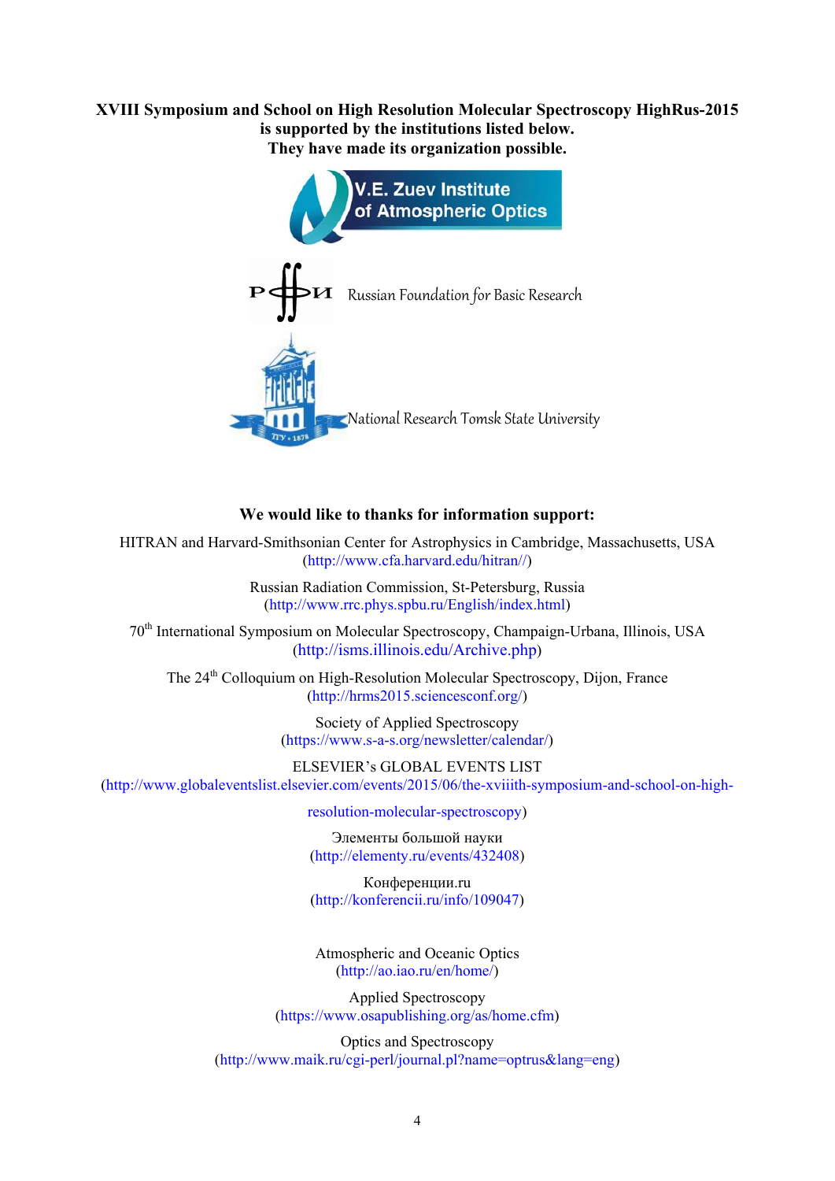**XVIII Symposium and School on High Resolution Molecular Spectroscopy HighRus-2015 is supported by the institutions listed below. They have made its organization possible.**

V.E. Zuev Institute of Atmospheric Optics

Russian Foundation for Basic Research

National Research Tomsk State University

**We would like to thanks for information support:**

HITRAN and Harvard-Smithsonian Center for Astrophysics in Cambridge, Massachusetts, USA (http://www.cfa.harvard.edu/hitran//)

Russian Radiation Commission, St-Petersburg, Russia (http://www.rrc.phys.spbu.ru/English/index.html)

70th International Symposium on Molecular Spectroscopy, Champaign-Urbana, Illinois, USA (http://isms.illinois.edu/Archive.php)

The 24th Colloquium on High-Resolution Molecular Spectroscopy, Dijon, France (http://hrms2015.sciencesconf.org/)

Society of Applied Spectroscopy (https://www.s-a-s.org/newsletter/calendar/)

ELSEVIER's GLOBAL EVENTS LIST (http://www.globaleventslist.elsevier.com/events/2015/06/the-xviiith-symposium-and-school-on-high-resolution-molecular-spectroscopy)

Элементы большой науки (http://elementy.ru/events/432408)

Конференции.ru (http://konferencii.ru/info/109047)

Atmospheric and Oceanic Optics (http://ao.iao.ru/en/home/)

Applied Spectroscopy (https://www.osapublishing.org/as/home.cfm)

Optics and Spectroscopy (http://www.maik.ru/cgi-perl/journal.pl?name=optrus&lang=eng)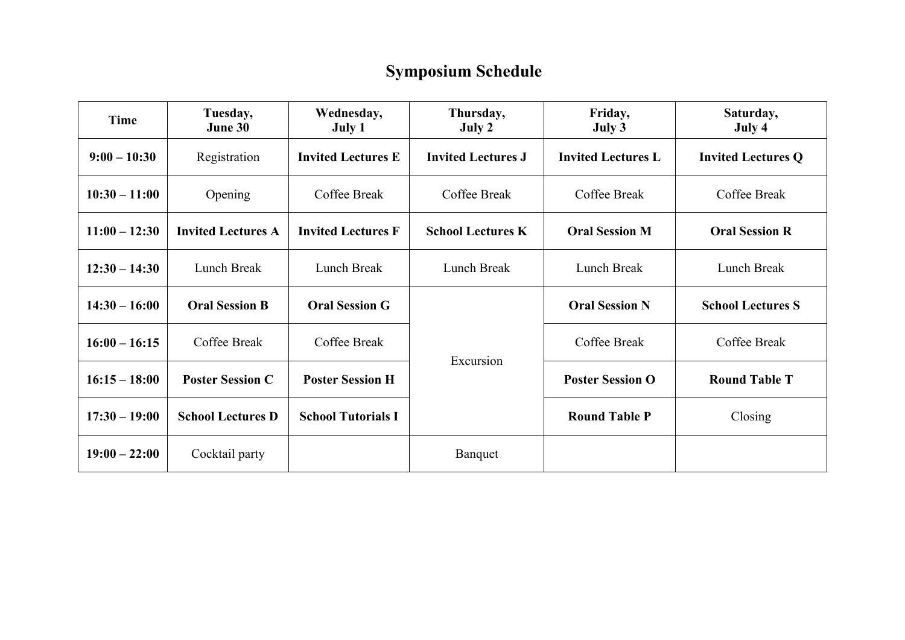# Symposium Schedule

| Time | Tuesday, June 30 | Wednesday, July 1 | Thursday, July 2 | Friday, July 3 | Saturday, July 4 |
|---|---|---|---|---|---|
| **9:00 – 10:30** | Registration | **Invited Lectures E** | **Invited Lectures J** | **Invited Lectures L** | **Invited Lectures Q** |
| **10:30 – 11:00** | Opening | Coffee Break | Coffee Break | Coffee Break | Coffee Break |
| **11:00 – 12:30** | **Invited Lectures A** | **Invited Lectures F** | **School Lectures K** | **Oral Session M** | **Oral Session R** |
| **12:30 – 14:30** | Lunch Break | Lunch Break | Lunch Break | Lunch Break | Lunch Break |
| **14:30 – 16:00** | **Oral Session B** | **Oral Session G** | Excursion | **Oral Session N** | **School Lectures S** |
| **16:00 – 16:15** | Coffee Break | Coffee Break | | Coffee Break | Coffee Break |
| **16:15 – 18:00** | **Poster Session C** | **Poster Session H** | | **Poster Session O** | **Round Table T** |
| **17:30 – 19:00** | **School Lectures D** | **School Tutorials I** | | **Round Table P** | Closing |
| **19:00 – 22:00** | Cocktail party | | Banquet | | |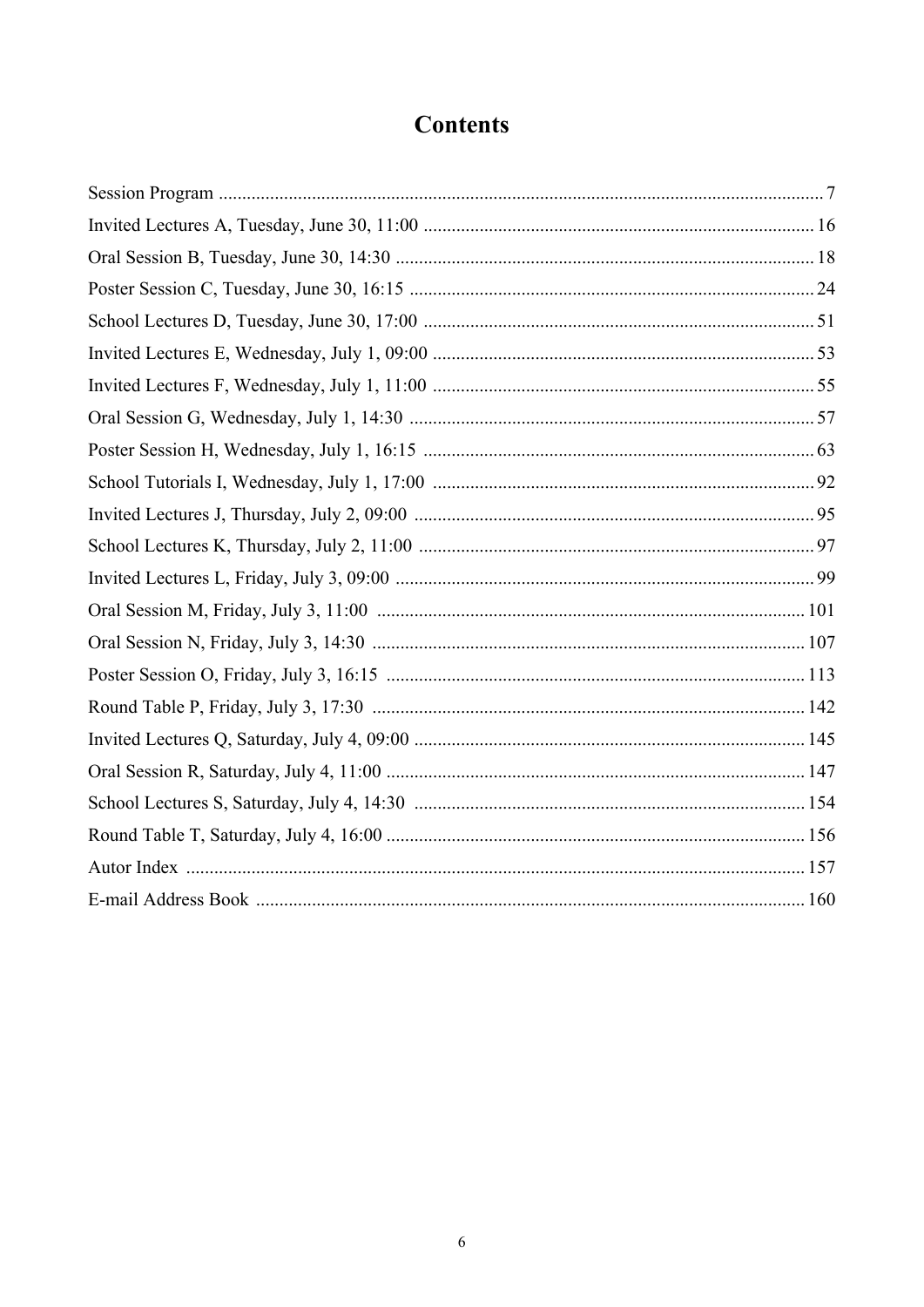# Contents

Session Program ........................................................................................................................... 7
Invited Lectures A, Tuesday, June 30, 11:00 ................................................................................. 16
Oral Session B, Tuesday, June 30, 14:30 ....................................................................................... 18
Poster Session C, Tuesday, June 30, 16:15 .................................................................................... 24
School Lectures D, Tuesday, June 30, 17:00 .................................................................................. 51
Invited Lectures E, Wednesday, July 1, 09:00 ................................................................................ 53
Invited Lectures F, Wednesday, July 1, 11:00 ................................................................................ 55
Oral Session G, Wednesday, July 1, 14:30 ..................................................................................... 57
Poster Session H, Wednesday, July 1, 16:15 .................................................................................. 63
School Tutorials I, Wednesday, July 1, 17:00 ................................................................................ 92
Invited Lectures J, Thursday, July 2, 09:00 ................................................................................... 95
School Lectures K, Thursday, July 2, 11:00 .................................................................................. 97
Invited Lectures L, Friday, July 3, 09:00 ....................................................................................... 99
Oral Session M, Friday, July 3, 11:00 ........................................................................................... 101
Oral Session N, Friday, July 3, 14:30 ............................................................................................ 107
Poster Session O, Friday, July 3, 16:15 ......................................................................................... 113
Round Table P, Friday, July 3, 17:30 ............................................................................................ 142
Invited Lectures Q, Saturday, July 4, 09:00 .................................................................................. 145
Oral Session R, Saturday, July 4, 11:00 ........................................................................................ 147
School Lectures S, Saturday, July 4, 14:30 ................................................................................... 154
Round Table T, Saturday, July 4, 16:00 ........................................................................................ 156
Autor Index ................................................................................................................................. 157
E-mail Address Book ................................................................................................................... 160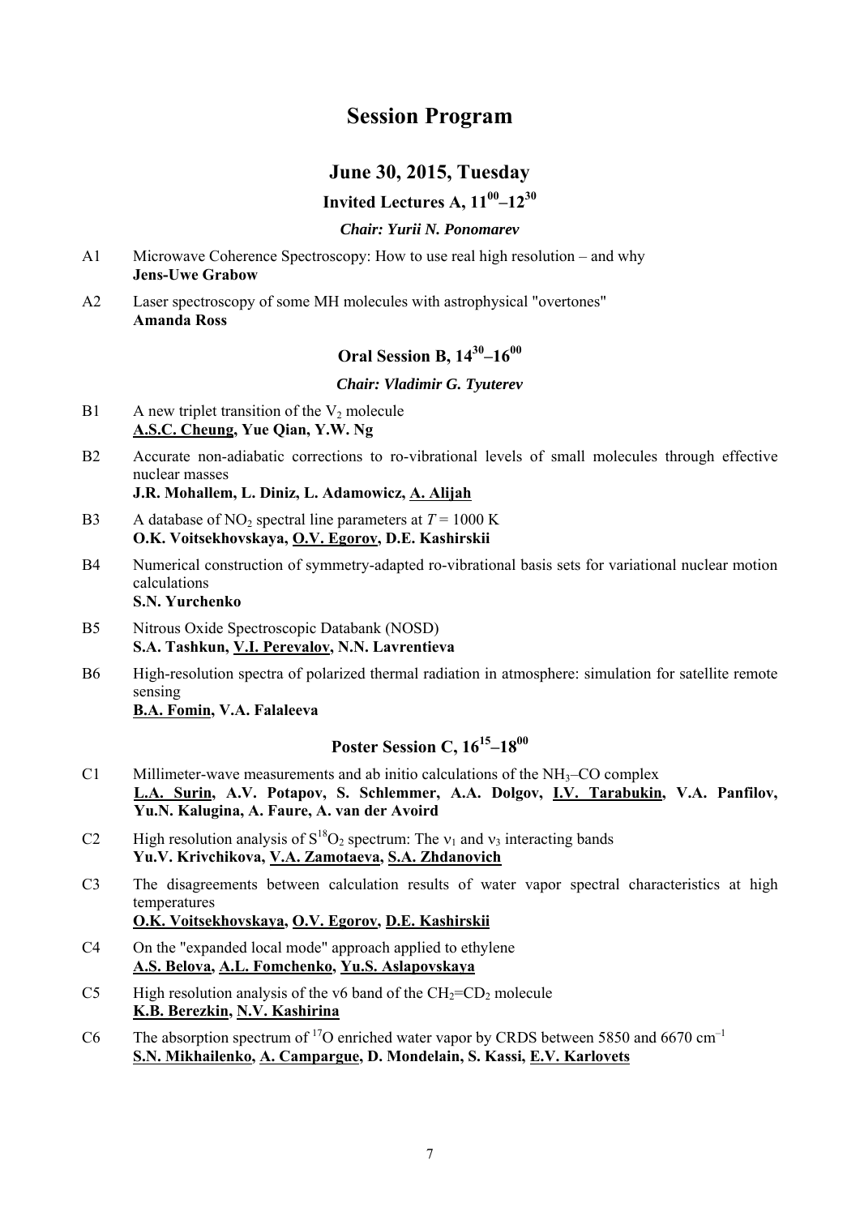# Session Program

## June 30, 2015, Tuesday

### Invited Lectures A, $11^{00}$–$12^{30}$

***Chair: Yurii N. Ponomarev***

A1 Microwave Coherence Spectroscopy: How to use real high resolution – and why
**Jens-Uwe Grabow**

A2 Laser spectroscopy of some MH molecules with astrophysical "overtones"
**Amanda Ross**

### Oral Session B, $14^{30}$–$16^{00}$

***Chair: Vladimir G. Tyuterev***

B1 A new triplet transition of the $V_2$ molecule
**<u>A.S.C. Cheung</u>, Yue Qian, Y.W. Ng**

B2 Accurate non-adiabatic corrections to ro-vibrational levels of small molecules through effective nuclear masses
**J.R. Mohallem, L. Diniz, L. Adamowicz, <u>A. Alijah</u>**

B3 A database of $NO_2$ spectral line parameters at $T = 1000$ K
**O.K. Voitsekhovskaya, <u>O.V. Egorov</u>, D.E. Kashirskii**

B4 Numerical construction of symmetry-adapted ro-vibrational basis sets for variational nuclear motion calculations
**S.N. Yurchenko**

B5 Nitrous Oxide Spectroscopic Databank (NOSD)
**S.A. Tashkun, <u>V.I. Perevalov</u>, N.N. Lavrentieva**

B6 High-resolution spectra of polarized thermal radiation in atmosphere: simulation for satellite remote sensing
**<u>B.A. Fomin</u>, V.A. Falaleeva**

### Poster Session C, $16^{15}$–$18^{00}$

C1 Millimeter-wave measurements and ab initio calculations of the $NH_3$–CO complex
**<u>L.A. Surin</u>, A.V. Potapov, S. Schlemmer, A.A. Dolgov, <u>I.V. Tarabukin</u>, V.A. Panfilov, Yu.N. Kalugina, A. Faure, A. van der Avoird**

C2 High resolution analysis of $S^{18}O_2$ spectrum: The $\nu_1$ and $\nu_3$ interacting bands
**Yu.V. Krivchikova, <u>V.A. Zamotaeva</u>, <u>S.A. Zhdanovich</u>**

C3 The disagreements between calculation results of water vapor spectral characteristics at high temperatures
**<u>O.K. Voitsekhovskaya</u>, <u>O.V. Egorov</u>, <u>D.E. Kashirskii</u>**

C4 On the "expanded local mode" approach applied to ethylene
**<u>A.S. Belova</u>, <u>A.L. Fomchenko</u>, <u>Yu.S. Aslapovskaya</u>**

C5 High resolution analysis of the v6 band of the $CH_2$=$CD_2$ molecule
**<u>K.B. Berezkin</u>, <u>N.V. Kashirina</u>**

C6 The absorption spectrum of $^{17}O$ enriched water vapor by CRDS between 5850 and 6670 $cm^{-1}$
**<u>S.N. Mikhailenko</u>, <u>A. Campargue</u>, D. Mondelain, S. Kassi, <u>E.V. Karlovets</u>**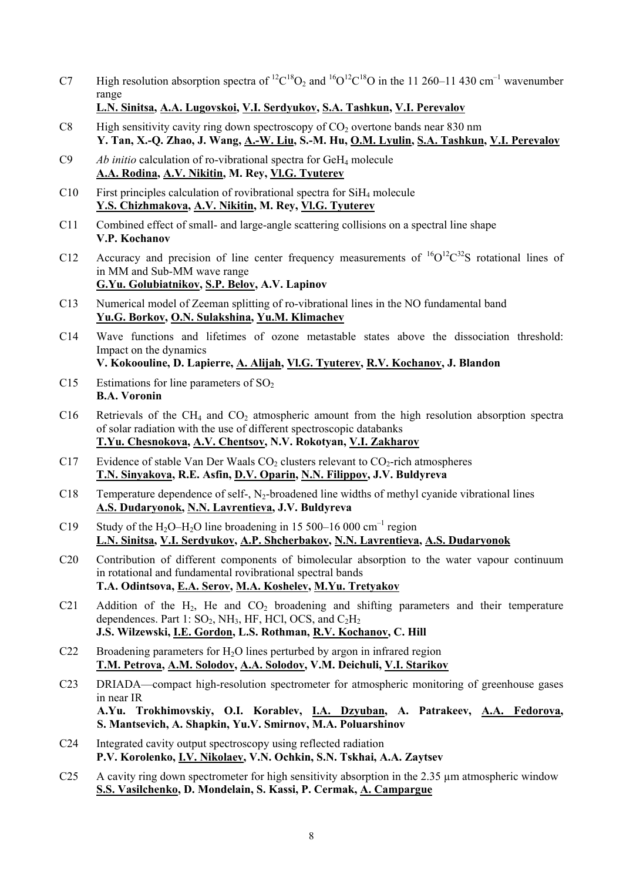C7 High resolution absorption spectra of $^{12}C^{18}O_2$ and $^{16}O^{12}C^{18}O$ in the 11 260–11 430 $cm^{-1}$ wavenumber range
**<u>L.N. Sinitsa</u>, <u>A.A. Lugovskoi</u>, <u>V.I. Serdyukov</u>, <u>S.A. Tashkun</u>, <u>V.I. Perevalov</u>**

C8 High sensitivity cavity ring down spectroscopy of $CO_2$ overtone bands near 830 nm
**Y. Tan, X.-Q. Zhao, J. Wang, <u>A.-W. Liu</u>, S.-M. Hu, <u>O.M. Lyulin</u>, <u>S.A. Tashkun</u>, <u>V.I. Perevalov</u>**

C9 *Ab initio* calculation of ro-vibrational spectra for $GeH_4$ molecule
**<u>A.A. Rodina</u>, <u>A.V. Nikitin</u>, M. Rey, <u>Vl.G. Tyuterev</u>**

C10 First principles calculation of rovibrational spectra for $SiH_4$ molecule
**<u>Y.S. Chizhmakova</u>, <u>A.V. Nikitin</u>, M. Rey, <u>Vl.G. Tyuterev</u>**

C11 Combined effect of small- and large-angle scattering collisions on a spectral line shape
**V.P. Kochanov**

C12 Accuracy and precision of line center frequency measurements of $^{16}O^{12}C^{32}S$ rotational lines of in MM and Sub-MM wave range
**<u>G.Yu. Golubiatnikov</u>, <u>S.P. Belov</u>, A.V. Lapinov**

C13 Numerical model of Zeeman splitting of ro-vibrational lines in the NO fundamental band
**<u>Yu.G. Borkov</u>, <u>O.N. Sulakshina</u>, <u>Yu.M. Klimachev</u>**

C14 Wave functions and lifetimes of ozone metastable states above the dissociation threshold: Impact on the dynamics
**V. Kokoouline, D. Lapierre, <u>A. Alijah</u>, <u>Vl.G. Tyuterev</u>, <u>R.V. Kochanov</u>, J. Blandon**

C15 Estimations for line parameters of $SO_2$
**B.A. Voronin**

C16 Retrievals of the $CH_4$ and $CO_2$ atmospheric amount from the high resolution absorption spectra of solar radiation with the use of different spectroscopic databanks
**<u>T.Yu. Chesnokova</u>, <u>A.V. Chentsov</u>, N.V. Rokotyan, <u>V.I. Zakharov</u>**

C17 Evidence of stable Van Der Waals $CO_2$ clusters relevant to $CO_2$-rich atmospheres
**<u>T.N. Sinyakova</u>, <u>R.E. Asfin</u>, <u>D.V. Oparin</u>, <u>N.N. Filippov</u>, <u>J.V. Buldyreva</u>**

C18 Temperature dependence of self-, $N_2$-broadened line widths of methyl cyanide vibrational lines
**<u>A.S. Dudaryonok</u>, <u>N.N. Lavrentieva</u>, <u>J.V. Buldyreva</u>**

C19 Study of the $H_2O$–$H_2O$ line broadening in 15 500–16 000 $cm^{-1}$ region
**<u>L.N. Sinitsa</u>, <u>V.I. Serdyukov</u>, <u>A.P. Shcherbakov</u>, <u>N.N. Lavrentieva</u>, <u>A.S. Dudaryonok</u>**

C20 Contribution of different components of bimolecular absorption to the water vapour continuum in rotational and fundamental rovibrational spectral bands
**<u>T.A. Odintsova</u>, <u>E.A. Serov</u>, <u>M.A. Koshelev</u>, <u>M.Yu. Tretyakov</u>**

C21 Addition of the $H_2$, He and $CO_2$ broadening and shifting parameters and their temperature dependences. Part 1: $SO_2$, $NH_3$, HF, HCl, OCS, and $C_2H_2$
**J.S. Wilzewski, <u>I.E. Gordon</u>, L.S. Rothman, <u>R.V. Kochanov</u>, C. Hill**

C22 Broadening parameters for $H_2O$ lines perturbed by argon in infrared region
**<u>T.M. Petrova</u>, <u>A.M. Solodov</u>, <u>A.A. Solodov</u>, V.M. Deichuli, <u>V.I. Starikov</u>**

C23 DRIADA—compact high-resolution spectrometer for atmospheric monitoring of greenhouse gases in near IR
**A.Yu. Trokhimovskiy, O.I. Korablev, <u>I.A. Dzyuban</u>, A. Patrakeev, <u>A.A. Fedorova</u>, S. Mantsevich, A. Shapkin, Yu.V. Smirnov, M.A. Poluarshinov**

C24 Integrated cavity output spectroscopy using reflected radiation
**P.V. Korolenko, <u>I.V. Nikolaev</u>, V.N. Ochkin, S.N. Tskhai, A.A. Zaytsev**

C25 A cavity ring down spectrometer for high sensitivity absorption in the 2.35 μm atmospheric window
**<u>S.S. Vasilchenko</u>, D. Mondelain, S. Kassi, P. Cermak, <u>A. Campargue</u>**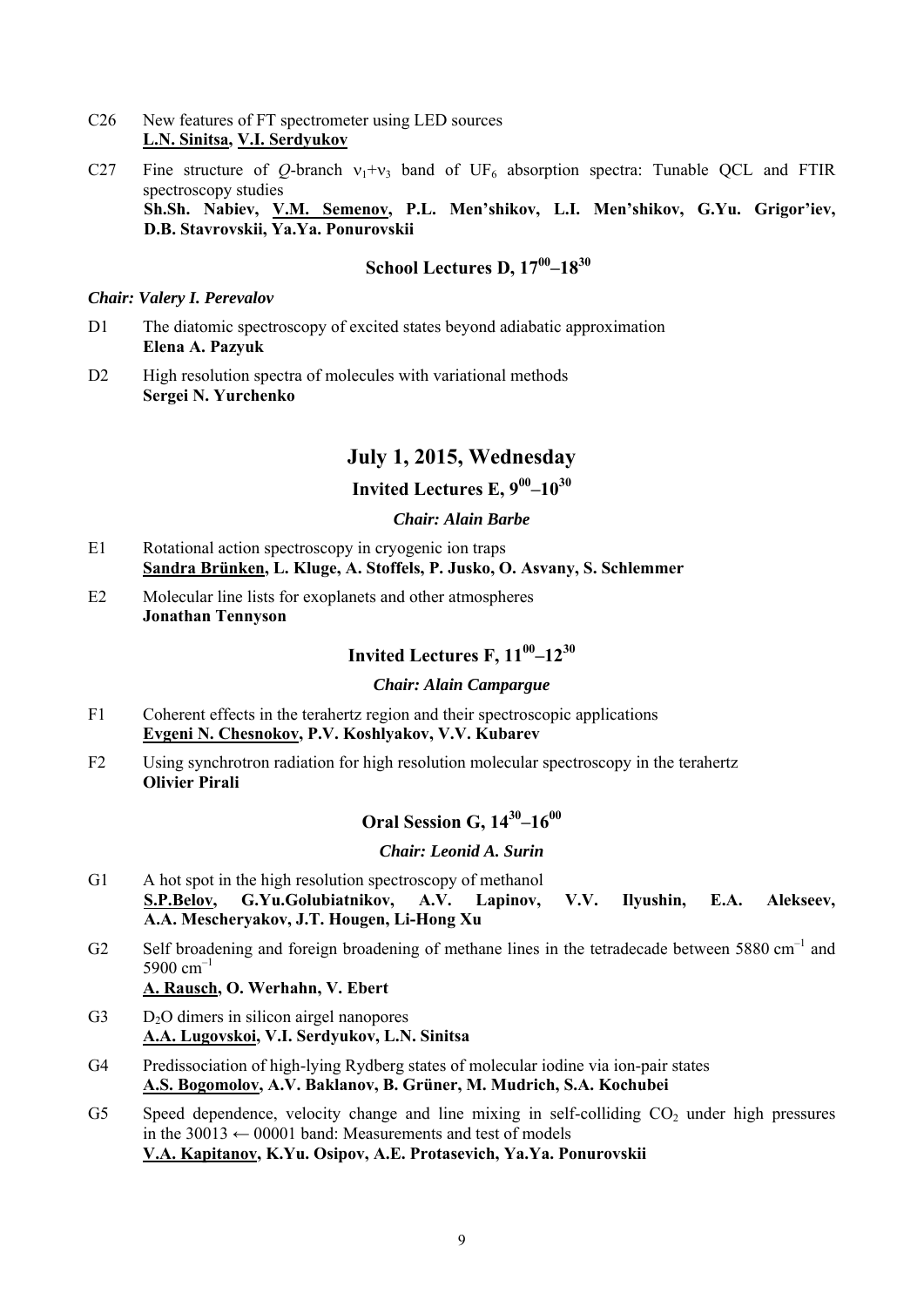C26 New features of FT spectrometer using LED sources
**<u>L.N. Sinitsa</u>, <u>V.I. Serdyukov</u>**

C27 Fine structure of *Q*-branch $\nu_1+\nu_3$ band of $UF_6$ absorption spectra: Tunable QCL and FTIR spectroscopy studies
**Sh.Sh. Nabiev, <u>V.M. Semenov</u>, P.L. Men'shikov, L.I. Men'shikov, G.Yu. Grigor'iev, D.B. Stavrovskii, Ya.Ya. Ponurovskii**

## School Lectures D, $17^{00}$–$18^{30}$

***Chair: Valery I. Perevalov***

D1 The diatomic spectroscopy of excited states beyond adiabatic approximation
**Elena A. Pazyuk**

D2 High resolution spectra of molecules with variational methods
**Sergei N. Yurchenko**

# July 1, 2015, Wednesday

## Invited Lectures E, $9^{00}$–$10^{30}$

***Chair: Alain Barbe***

E1 Rotational action spectroscopy in cryogenic ion traps
**<u>Sandra Brünken</u>, L. Kluge, A. Stoffels, P. Jusko, O. Asvany, S. Schlemmer**

E2 Molecular line lists for exoplanets and other atmospheres
**Jonathan Tennyson**

## Invited Lectures F, $11^{00}$–$12^{30}$

***Chair: Alain Campargue***

F1 Coherent effects in the terahertz region and their spectroscopic applications
**<u>Evgeni N. Chesnokov</u>, P.V. Koshlyakov, V.V. Kubarev**

F2 Using synchrotron radiation for high resolution molecular spectroscopy in the terahertz
**Olivier Pirali**

## Oral Session G, $14^{30}$–$16^{00}$

***Chair: Leonid A. Surin***

G1 A hot spot in the high resolution spectroscopy of methanol
**<u>S.P.Belov</u>, G.Yu.Golubiatnikov, A.V. Lapinov, V.V. Ilyushin, E.A. Alekseev, A.A. Mescheryakov, J.T. Hougen, Li-Hong Xu**

G2 Self broadening and foreign broadening of methane lines in the tetradecade between 5880 $cm^{-1}$ and 5900 $cm^{-1}$
**<u>A. Rausch</u>, O. Werhahn, V. Ebert**

G3 $D_2O$ dimers in silicon airgel nanopores
**<u>A.A. Lugovskoi</u>, V.I. Serdyukov, L.N. Sinitsa**

G4 Predissociation of high-lying Rydberg states of molecular iodine via ion-pair states
**<u>A.S. Bogomolov</u>, A.V. Baklanov, B. Grüner, M. Mudrich, S.A. Kochubei**

G5 Speed dependence, velocity change and line mixing in self-colliding $CO_2$ under high pressures in the 30013 ← 00001 band: Measurements and test of models
**<u>V.A. Kapitanov</u>, K.Yu. Osipov, A.E. Protasevich, Ya.Ya. Ponurovskii**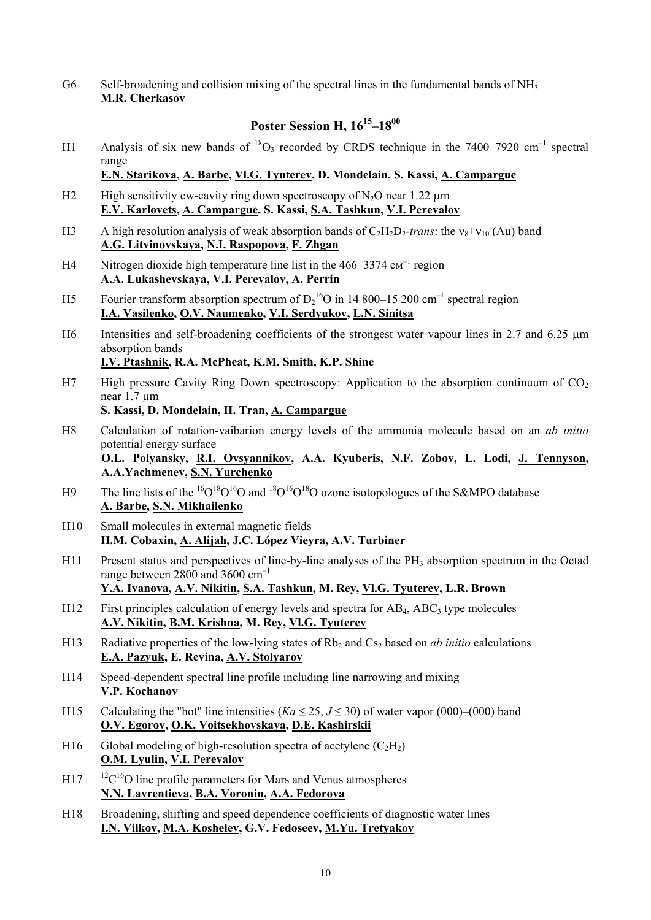G6 Self-broadening and collision mixing of the spectral lines in the fundamental bands of $NH_3$
**M.R. Cherkasov**

## Poster Session H, $16^{15}$–$18^{00}$

H1 Analysis of six new bands of $^{18}O_3$ recorded by CRDS technique in the 7400–7920 $cm^{-1}$ spectral range
**E.N. Starikova, A. Barbe, Vl.G. Tyuterev, D. Mondelain, S. Kassi, A. Campargue**

H2 High sensitivity cw-cavity ring down spectroscopy of $N_2O$ near 1.22 μm
**E.V. Karlovets, A. Campargue, S. Kassi, S.A. Tashkun, V.I. Perevalov**

H3 A high resolution analysis of weak absorption bands of $C_2H_2D_2$-*trans*: the $\nu_8+\nu_{10}$ (Au) band
**A.G. Litvinovskaya, N.I. Raspopova, F. Zhgan**

H4 Nitrogen dioxide high temperature line list in the 466–3374 $cм^{-1}$ region
**A.A. Lukashevskaya, V.I. Perevalov, A. Perrin**

H5 Fourier transform absorption spectrum of $D_2{}^{16}O$ in 14 800–15 200 $cm^{-1}$ spectral region
**I.A. Vasilenko, O.V. Naumenko, V.I. Serdyukov, L.N. Sinitsa**

H6 Intensities and self-broadening coefficients of the strongest water vapour lines in 2.7 and 6.25 μm absorption bands
**I.V. Ptashnik, R.A. McPheat, K.M. Smith, K.P. Shine**

H7 High pressure Cavity Ring Down spectroscopy: Application to the absorption continuum of $CO_2$ near 1.7 µm
**S. Kassi, D. Mondelain, H. Tran, A. Campargue**

H8 Calculation of rotation-vaibarion energy levels of the ammonia molecule based on an *ab initio* potential energy surface
**O.L. Polyansky, R.I. Ovsyannikov, A.A. Kyuberis, N.F. Zobov, L. Lodi, J. Tennyson, A.A.Yachmenev, S.N. Yurchenko**

H9 The line lists of the $^{16}O^{18}O^{16}O$ and $^{18}O^{16}O^{18}O$ ozone isotopologues of the S&MPO database
**A. Barbe, S.N. Mikhailenko**

H10 Small molecules in external magnetic fields
**H.M. Cobaxin, A. Alijah, J.C. López Vieyra, A.V. Turbiner**

H11 Present status and perspectives of line-by-line analyses of the $PH_3$ absorption spectrum in the Octad range between 2800 and 3600 $cm^{-1}$
**Y.A. Ivanova, A.V. Nikitin, S.A. Tashkun, M. Rey, Vl.G. Tyuterev, L.R. Brown**

H12 First principles calculation of energy levels and spectra for $AB_4$, $ABC_3$ type molecules
**A.V. Nikitin, B.M. Krishna, M. Rey, Vl.G. Tyuterev**

H13 Radiative properties of the low-lying states of $Rb_2$ and $Cs_2$ based on *ab initio* calculations
**E.A. Pazyuk, E. Revina, A.V. Stolyarov**

H14 Speed-dependent spectral line profile including line narrowing and mixing
**V.P. Kochanov**

H15 Calculating the "hot" line intensities ($Ka \leq 25$, $J \leq 30$) of water vapor (000)–(000) band
**O.V. Egorov, O.K. Voitsekhovskaya, D.E. Kashirskii**

H16 Global modeling of high-resolution spectra of acetylene ($C_2H_2$)
**O.M. Lyulin, V.I. Perevalov**

H17 $^{12}C^{16}O$ line profile parameters for Mars and Venus atmospheres
**N.N. Lavrentieva, B.A. Voronin, A.A. Fedorova**

H18 Broadening, shifting and speed dependence coefficients of diagnostic water lines
**I.N. Vilkov, M.A. Koshelev, G.V. Fedoseev, M.Yu. Tretyakov**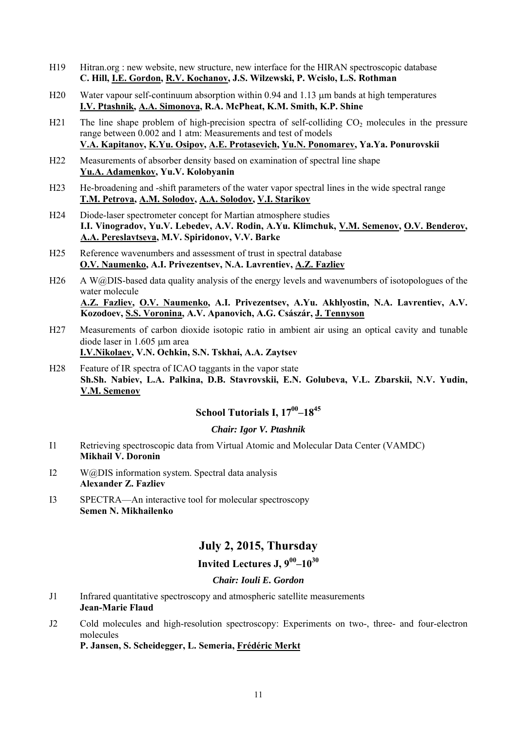H19 Hitran.org : new website, new structure, new interface for the HIRAN spectroscopic database
**C. Hill, <u>I.E. Gordon</u>, <u>R.V. Kochanov</u>, J.S. Wilzewski, P. Wcisło, L.S. Rothman**

H20 Water vapour self-continuum absorption within 0.94 and 1.13 μm bands at high temperatures
**<u>I.V. Ptashnik</u>, <u>A.A. Simonova</u>, R.A. McPheat, K.M. Smith, K.P. Shine**

H21 The line shape problem of high-precision spectra of self-colliding $CO_2$ molecules in the pressure range between 0.002 and 1 atm: Measurements and test of models
**<u>V.A. Kapitanov</u>, <u>K.Yu. Osipov</u>, <u>A.E. Protasevich</u>, <u>Yu.N. Ponomarev</u>, Ya.Ya. Ponurovskii**

H22 Measurements of absorber density based on examination of spectral line shape
**<u>Yu.A. Adamenkov</u>, Yu.V. Kolobyanin**

H23 He-broadening and -shift parameters of the water vapor spectral lines in the wide spectral range
**<u>T.M. Petrova</u>, <u>A.M. Solodov</u>, <u>A.A. Solodov</u>, <u>V.I. Starikov</u>**

H24 Diode-laser spectrometer concept for Martian atmosphere studies
**I.I. Vinogradov, Yu.V. Lebedev, A.V. Rodin, A.Yu. Klimchuk, <u>V.M. Semenov</u>, <u>O.V. Benderov</u>, <u>A.A. Pereslavtseva</u>, M.V. Spiridonov, V.V. Barke**

H25 Reference wavenumbers and assessment of trust in spectral database
**<u>O.V. Naumenko</u>, A.I. Privezentsev, N.A. Lavrentiev, <u>A.Z. Fazliev</u>**

H26 A W@DIS-based data quality analysis of the energy levels and wavenumbers of isotopologues of the water molecule
**<u>A.Z. Fazliev</u>, <u>O.V. Naumenko</u>, A.I. Privezentsev, A.Yu. Akhlyostin, N.A. Lavrentiev, A.V. Kozodoev, <u>S.S. Voronina</u>, A.V. Apanovich, A.G. Császár, <u>J. Tennyson</u>**

H27 Measurements of carbon dioxide isotopic ratio in ambient air using an optical cavity and tunable diode laser in 1.605 μm area
**<u>I.V.Nikolaev</u>, V.N. Ochkin, S.N. Tskhai, A.A. Zaytsev**

H28 Feature of IR spectra of ICAO taggants in the vapor state
**Sh.Sh. Nabiev, L.A. Palkina, D.B. Stavrovskii, E.N. Golubeva, V.L. Zbarskii, N.V. Yudin, <u>V.M. Semenov</u>**

## School Tutorials I, $17^{00}$–$18^{45}$

***Chair: Igor V. Ptashnik***

I1 Retrieving spectroscopic data from Virtual Atomic and Molecular Data Center (VAMDC)
**Mikhail V. Doronin**

I2 W@DIS information system. Spectral data analysis
**Alexander Z. Fazliev**

I3 SPECTRA—An interactive tool for molecular spectroscopy
**Semen N. Mikhailenko**

# July 2, 2015, Thursday

## Invited Lectures J, $9^{00}$–$10^{30}$

***Chair: Iouli E. Gordon***

J1 Infrared quantitative spectroscopy and atmospheric satellite measurements
**Jean-Marie Flaud**

J2 Cold molecules and high-resolution spectroscopy: Experiments on two-, three- and four-electron molecules
**P. Jansen, S. Scheidegger, L. Semeria, <u>Frédéric Merkt</u>**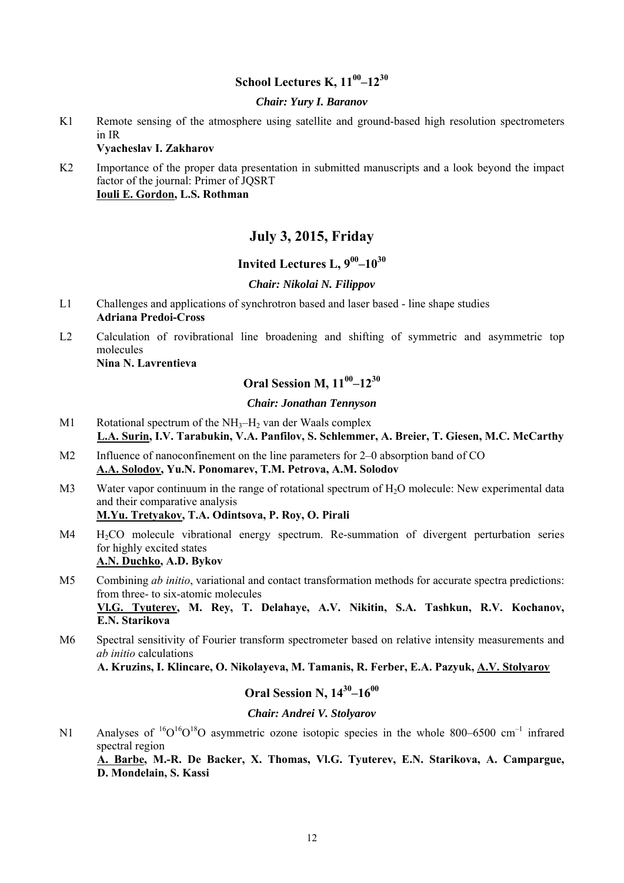## School Lectures K, $11^{00}$–$12^{30}$

### *Chair: Yury I. Baranov*

K1 Remote sensing of the atmosphere using satellite and ground-based high resolution spectrometers in IR
**Vyacheslav I. Zakharov**

K2 Importance of the proper data presentation in submitted manuscripts and a look beyond the impact factor of the journal: Primer of JQSRT
**Iouli E. Gordon, L.S. Rothman**

# July 3, 2015, Friday

## Invited Lectures L, $9^{00}$–$10^{30}$

### *Chair: Nikolai N. Filippov*

L1 Challenges and applications of synchrotron based and laser based - line shape studies
**Adriana Predoi-Cross**

L2 Calculation of rovibrational line broadening and shifting of symmetric and asymmetric top molecules
**Nina N. Lavrentieva**

## Oral Session M, $11^{00}$–$12^{30}$

### *Chair: Jonathan Tennyson*

M1 Rotational spectrum of the $NH_3$–$H_2$ van der Waals complex
**L.A. Surin, I.V. Tarabukin, V.A. Panfilov, S. Schlemmer, A. Breier, T. Giesen, M.C. McCarthy**

M2 Influence of nanoconfinement on the line parameters for 2–0 absorption band of CO
**A.A. Solodov, Yu.N. Ponomarev, T.M. Petrova, A.M. Solodov**

M3 Water vapor continuum in the range of rotational spectrum of $H_2O$ molecule: New experimental data and their comparative analysis
**M.Yu. Tretyakov, T.A. Odintsova, P. Roy, O. Pirali**

M4 $H_2CO$ molecule vibrational energy spectrum. Re-summation of divergent perturbation series for highly excited states
**A.N. Duchko, A.D. Bykov**

M5 Combining *ab initio*, variational and contact transformation methods for accurate spectra predictions: from three- to six-atomic molecules
**Vl.G. Tyuterev, M. Rey, T. Delahaye, A.V. Nikitin, S.A. Tashkun, R.V. Kochanov, E.N. Starikova**

M6 Spectral sensitivity of Fourier transform spectrometer based on relative intensity measurements and *ab initio* calculations
**A. Kruzins, I. Klincare, O. Nikolayeva, M. Tamanis, R. Ferber, E.A. Pazyuk, A.V. Stolyarov**

## Oral Session N, $14^{30}$–$16^{00}$

### *Chair: Andrei V. Stolyarov*

N1 Analyses of $^{16}O^{16}O^{18}O$ asymmetric ozone isotopic species in the whole 800–6500 $cm^{-1}$ infrared spectral region
**A. Barbe, M.-R. De Backer, X. Thomas, Vl.G. Tyuterev, E.N. Starikova, A. Campargue, D. Mondelain, S. Kassi**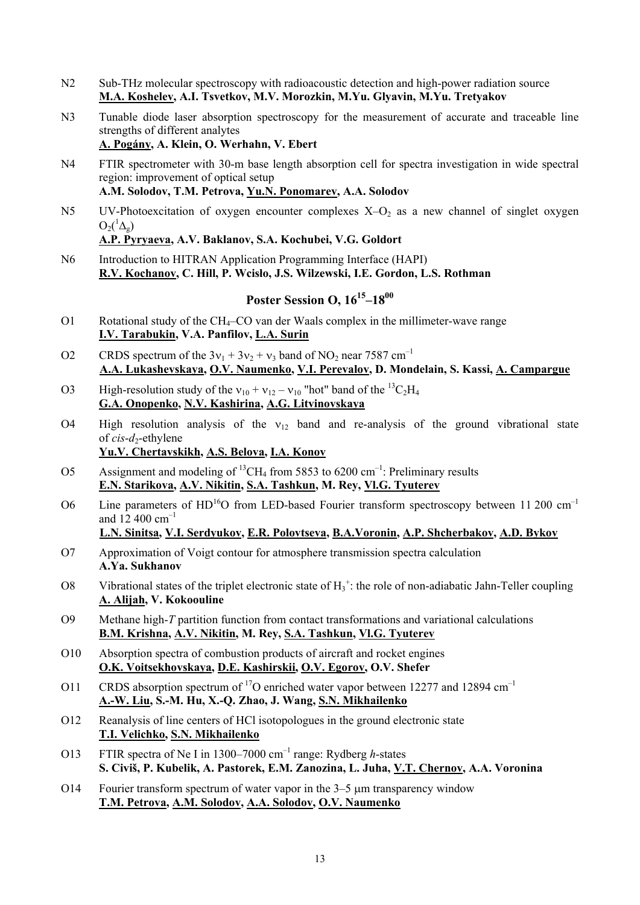N2 Sub-THz molecular spectroscopy with radioacoustic detection and high-power radiation source
**M.A. Koshelev, A.I. Tsvetkov, M.V. Morozkin, M.Yu. Glyavin, M.Yu. Tretyakov**

N3 Tunable diode laser absorption spectroscopy for the measurement of accurate and traceable line strengths of different analytes
**A. Pogány, A. Klein, O. Werhahn, V. Ebert**

N4 FTIR spectrometer with 30-m base length absorption cell for spectra investigation in wide spectral region: improvement of optical setup
**A.M. Solodov, T.M. Petrova, Yu.N. Ponomarev, A.A. Solodov**

N5 UV-Photoexcitation of oxygen encounter complexes $X–O_2$ as a new channel of singlet oxygen $O_2(^1\Delta_g)$
**A.P. Pyryaeva, A.V. Baklanov, S.A. Kochubei, V.G. Goldort**

N6 Introduction to HITRAN Application Programming Interface (HAPI)
**R.V. Kochanov, C. Hill, P. Wcisło, J.S. Wilzewski, I.E. Gordon, L.S. Rothman**

## Poster Session O, $16^{15}$–$18^{00}$

O1 Rotational study of the $CH_4$–CO van der Waals complex in the millimeter-wave range
**I.V. Tarabukin, V.A. Panfilov, L.A. Surin**

O2 CRDS spectrum of the $3\nu_1 + 3\nu_2 + \nu_3$ band of $NO_2$ near 7587 $cm^{-1}$
**A.A. Lukashevskaya, O.V. Naumenko, V.I. Perevalov, D. Mondelain, S. Kassi, A. Campargue**

O3 High-resolution study of the $\nu_{10} + \nu_{12} - \nu_{10}$ "hot" band of the $^{13}C_2H_4$
**G.A. Onopenko, N.V. Kashirina, A.G. Litvinovskaya**

O4 High resolution analysis of the $\nu_{12}$ band and re-analysis of the ground vibrational state of *cis*-$d_2$-ethylene
**Yu.V. Chertavskikh, A.S. Belova, I.A. Konov**

O5 Assignment and modeling of $^{13}CH_4$ from 5853 to 6200 $cm^{-1}$: Preliminary results
**E.N. Starikova, A.V. Nikitin, S.A. Tashkun, M. Rey, Vl.G. Tyuterev**

O6 Line parameters of $HD^{16}O$ from LED-based Fourier transform spectroscopy between 11 200 $cm^{-1}$ and 12 400 $cm^{-1}$
**L.N. Sinitsa, V.I. Serdyukov, E.R. Polovtseva, B.A.Voronin, A.P. Shcherbakov, A.D. Bykov**

O7 Approximation of Voigt contour for atmosphere transmission spectra calculation
**A.Ya. Sukhanov**

O8 Vibrational states of the triplet electronic state of $H_3^+$: the role of non-adiabatic Jahn-Teller coupling
**A. Alijah, V. Kokoouline**

O9 Methane high-*T* partition function from contact transformations and variational calculations
**B.M. Krishna, A.V. Nikitin, M. Rey, S.A. Tashkun, Vl.G. Tyuterev**

O10 Absorption spectra of combustion products of aircraft and rocket engines
**O.K. Voitsekhovskaya, D.E. Kashirskii, O.V. Egorov, O.V. Shefer**

O11 CRDS absorption spectrum of $^{17}O$ enriched water vapor between 12277 and 12894 $cm^{-1}$
**A.-W. Liu, S.-M. Hu, X.-Q. Zhao, J. Wang, S.N. Mikhailenko**

O12 Reanalysis of line centers of HCl isotopologues in the ground electronic state
**T.I. Velichko, S.N. Mikhailenko**

O13 FTIR spectra of Ne I in 1300–7000 $cm^{-1}$ range: Rydberg *h*-states
**S. Civiš, P. Kubelik, A. Pastorek, E.M. Zanozina, L. Juha, V.T. Chernov, A.A. Voronina**

O14 Fourier transform spectrum of water vapor in the 3–5 μm transparency window
**T.M. Petrova, A.M. Solodov, A.A. Solodov, O.V. Naumenko**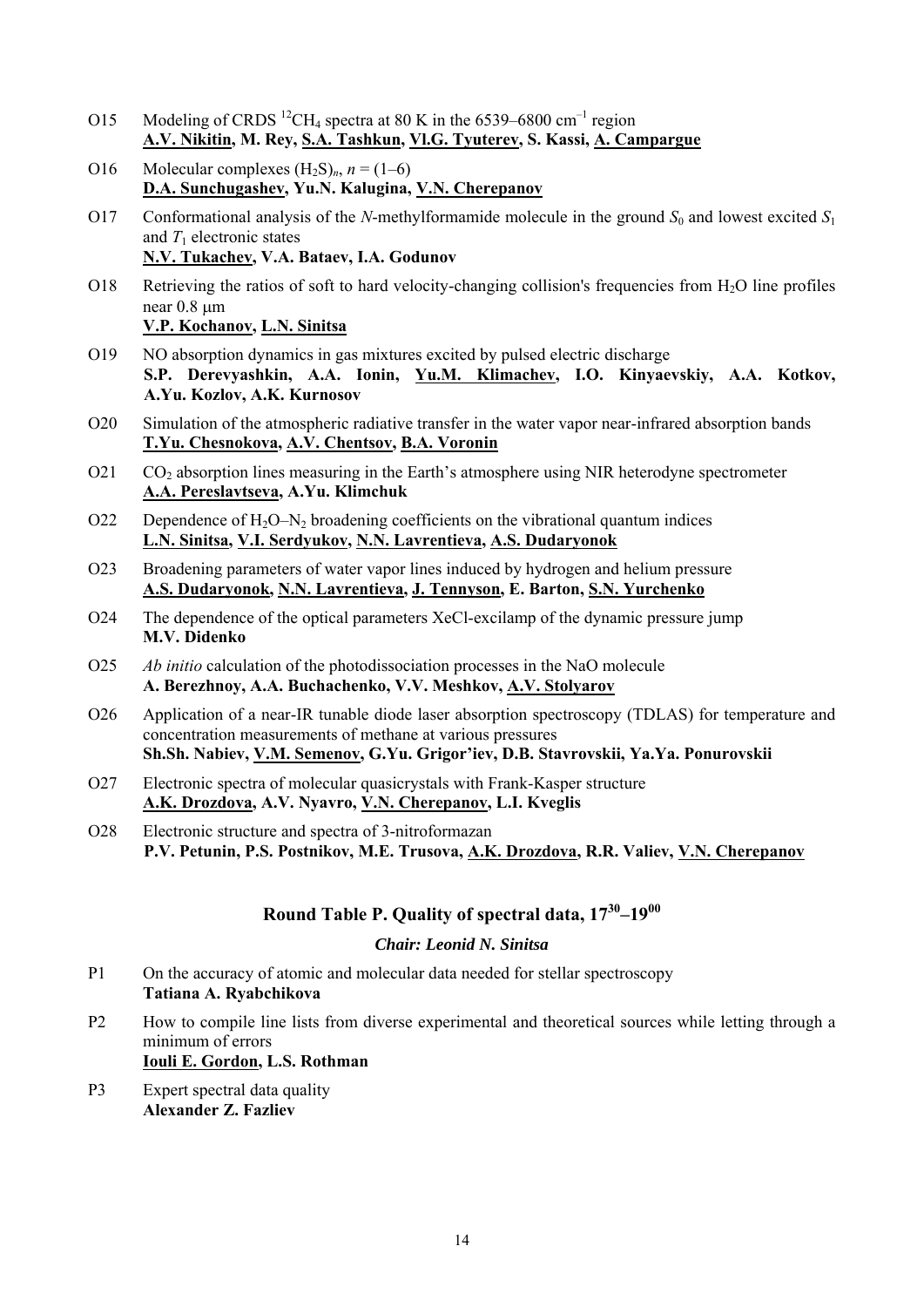O15 Modeling of CRDS $^{12}CH_4$ spectra at 80 K in the 6539–6800 $cm^{-1}$ region
**A.V. Nikitin, M. Rey, S.A. Tashkun, Vl.G. Tyuterev, S. Kassi, A. Campargue**

O16 Molecular complexes $(H_2S)_n$, $n = (1–6)$
**D.A. Sunchugashev, Yu.N. Kalugina, V.N. Cherepanov**

O17 Conformational analysis of the *N*-methylformamide molecule in the ground $S_0$ and lowest excited $S_1$ and $T_1$ electronic states
**N.V. Tukachev, V.A. Bataev, I.A. Godunov**

O18 Retrieving the ratios of soft to hard velocity-changing collision's frequencies from $H_2O$ line profiles near 0.8 μm
**V.P. Kochanov, L.N. Sinitsa**

O19 NO absorption dynamics in gas mixtures excited by pulsed electric discharge
**S.P. Derevyashkin, A.A. Ionin, Yu.M. Klimachev, I.O. Kinyaevskiy, A.A. Kotkov, A.Yu. Kozlov, A.K. Kurnosov**

O20 Simulation of the atmospheric radiative transfer in the water vapor near-infrared absorption bands
**T.Yu. Chesnokova, A.V. Chentsov, B.A. Voronin**

O21 $CO_2$ absorption lines measuring in the Earth's atmosphere using NIR heterodyne spectrometer
**A.A. Pereslavtseva, A.Yu. Klimchuk**

O22 Dependence of $H_2O$–$N_2$ broadening coefficients on the vibrational quantum indices
**L.N. Sinitsa, V.I. Serdyukov, N.N. Lavrentieva, A.S. Dudaryonok**

O23 Broadening parameters of water vapor lines induced by hydrogen and helium pressure
**A.S. Dudaryonok, N.N. Lavrentieva, J. Tennyson, E. Barton, S.N. Yurchenko**

O24 The dependence of the optical parameters XeCl-excilamp of the dynamic pressure jump
**M.V. Didenko**

O25 *Ab initio* calculation of the photodissociation processes in the NaO molecule
**A. Berezhnoy, A.A. Buchachenko, V.V. Meshkov, A.V. Stolyarov**

O26 Application of a near-IR tunable diode laser absorption spectroscopy (TDLAS) for temperature and concentration measurements of methane at various pressures
**Sh.Sh. Nabiev, V.M. Semenov, G.Yu. Grigor'iev, D.B. Stavrovskii, Ya.Ya. Ponurovskii**

O27 Electronic spectra of molecular quasicrystals with Frank-Kasper structure
**A.K. Drozdova, A.V. Nyavro, V.N. Cherepanov, L.I. Kveglis**

O28 Electronic structure and spectra of 3-nitroformazan
**P.V. Petunin, P.S. Postnikov, M.E. Trusova, A.K. Drozdova, R.R. Valiev, V.N. Cherepanov**

## Round Table P. Quality of spectral data, $17^{30}$–$19^{00}$

***Chair: Leonid N. Sinitsa***

P1 On the accuracy of atomic and molecular data needed for stellar spectroscopy
**Tatiana A. Ryabchikova**

P2 How to compile line lists from diverse experimental and theoretical sources while letting through a minimum of errors
**Iouli E. Gordon, L.S. Rothman**

P3 Expert spectral data quality
**Alexander Z. Fazliev**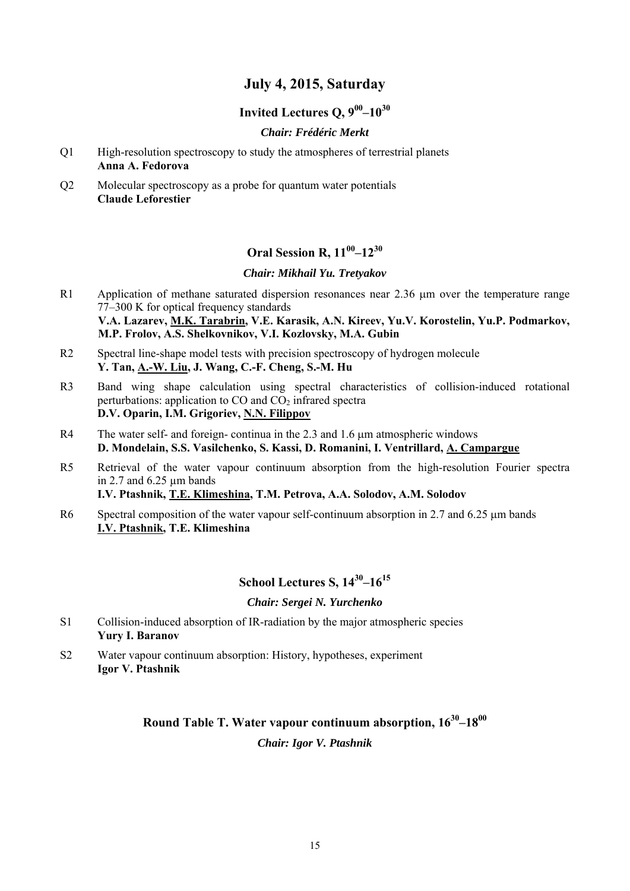# July 4, 2015, Saturday

## Invited Lectures Q, $9^{00}$–$10^{30}$

***Chair: Frédéric Merkt***

Q1 High-resolution spectroscopy to study the atmospheres of terrestrial planets
**Anna A. Fedorova**

Q2 Molecular spectroscopy as a probe for quantum water potentials
**Claude Leforestier**

## Oral Session R, $11^{00}$–$12^{30}$

***Chair: Mikhail Yu. Tretyakov***

R1 Application of methane saturated dispersion resonances near 2.36 μm over the temperature range 77–300 K for optical frequency standards
**V.A. Lazarev, <u>M.K. Tarabrin</u>, V.E. Karasik, A.N. Kireev, Yu.V. Korostelin, Yu.P. Podmarkov, M.P. Frolov, A.S. Shelkovnikov, V.I. Kozlovsky, M.A. Gubin**

R2 Spectral line-shape model tests with precision spectroscopy of hydrogen molecule
**Y. Tan, <u>A.-W. Liu</u>, J. Wang, C.-F. Cheng, S.-M. Hu**

R3 Band wing shape calculation using spectral characteristics of collision-induced rotational perturbations: application to CO and $CO_2$ infrared spectra
**D.V. Oparin, I.M. Grigoriev, <u>N.N. Filippov</u>**

R4 The water self- and foreign- continua in the 2.3 and 1.6 μm atmospheric windows
**D. Mondelain, S.S. Vasilchenko, S. Kassi, D. Romanini, I. Ventrillard, <u>A. Campargue</u>**

R5 Retrieval of the water vapour continuum absorption from the high-resolution Fourier spectra in 2.7 and 6.25 μm bands
**I.V. Ptashnik, <u>T.E. Klimeshina</u>, T.M. Petrova, A.A. Solodov, A.M. Solodov**

R6 Spectral composition of the water vapour self-continuum absorption in 2.7 and 6.25 μm bands
**<u>I.V. Ptashnik</u>, T.E. Klimeshina**

## School Lectures S, $14^{30}$–$16^{15}$

***Chair: Sergei N. Yurchenko***

S1 Collision-induced absorption of IR-radiation by the major atmospheric species
**Yury I. Baranov**

S2 Water vapour continuum absorption: History, hypotheses, experiment
**Igor V. Ptashnik**

## Round Table T. Water vapour continuum absorption, $16^{30}$–$18^{00}$

***Chair: Igor V. Ptashnik***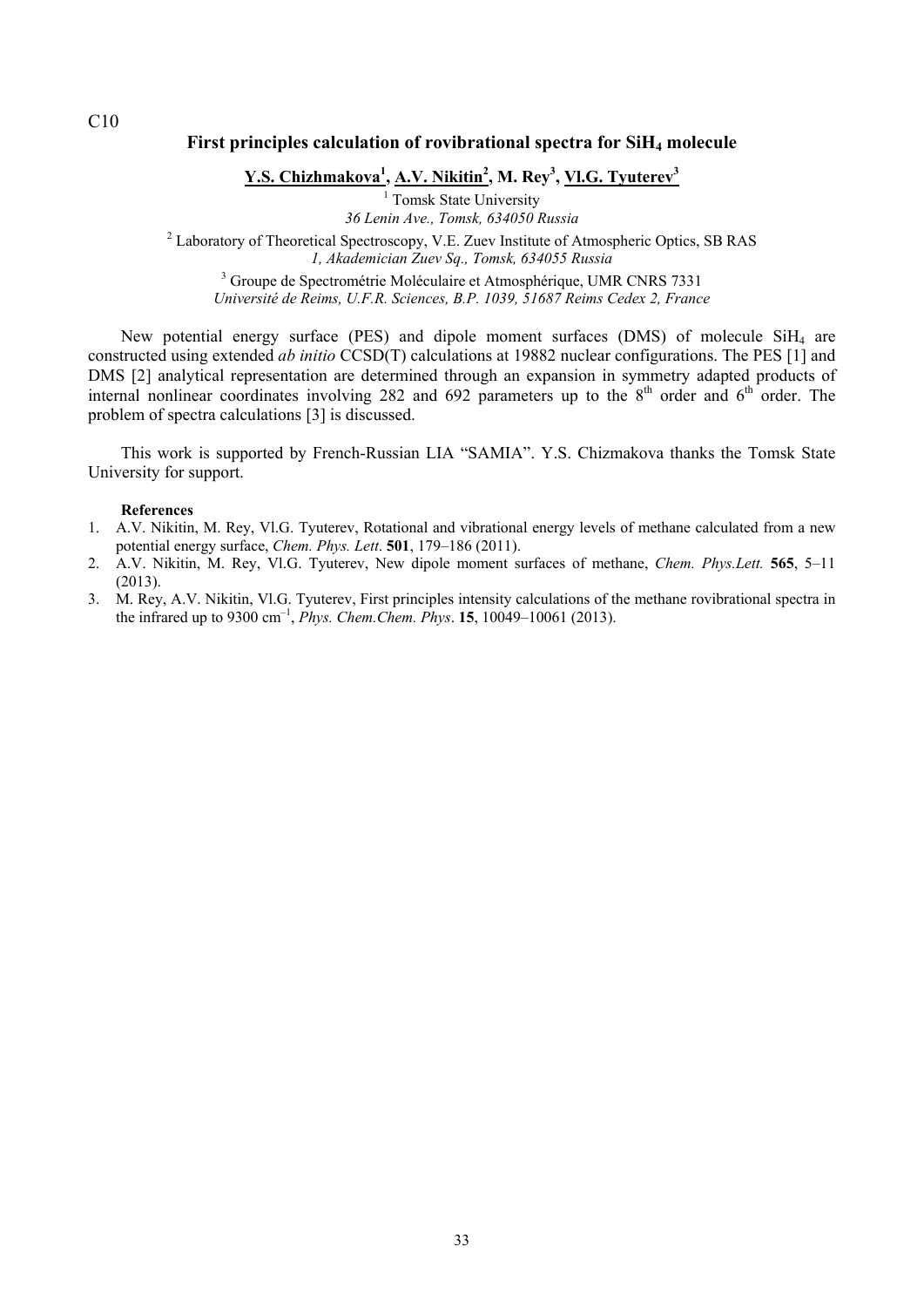C10

# First principles calculation of rovibrational spectra for $SiH_4$ molecule

**Y.S. Chizhmakova[1], A.V. Nikitin[2], M. Rey[3], Vl.G. Tyuterev[3]**

[1] Tomsk State University
*36 Lenin Ave., Tomsk, 634050 Russia*

[2] Laboratory of Theoretical Spectroscopy, V.E. Zuev Institute of Atmospheric Optics, SB RAS
*1, Akademician Zuev Sq., Tomsk, 634055 Russia*

[3] Groupe de Spectrométrie Moléculaire et Atmosphérique, UMR CNRS 7331
*Université de Reims, U.F.R. Sciences, B.P. 1039, 51687 Reims Cedex 2, France*

New potential energy surface (PES) and dipole moment surfaces (DMS) of molecule $SiH_4$ are constructed using extended *ab initio* CCSD(T) calculations at 19882 nuclear configurations. The PES [1] and DMS [2] analytical representation are determined through an expansion in symmetry adapted products of internal nonlinear coordinates involving 282 and 692 parameters up to the 8th order and 6th order. The problem of spectra calculations [3] is discussed.

This work is supported by French-Russian LIA "SAMIA". Y.S. Chizmakova thanks the Tomsk State University for support.

**References**

1. A.V. Nikitin, M. Rey, Vl.G. Tyuterev, Rotational and vibrational energy levels of methane calculated from a new potential energy surface, *Chem. Phys. Lett*. **501**, 179–186 (2011).
2. A.V. Nikitin, M. Rey, Vl.G. Tyuterev, New dipole moment surfaces of methane, *Chem. Phys.Lett.* **565**, 5–11 (2013).
3. M. Rey, A.V. Nikitin, Vl.G. Tyuterev, First principles intensity calculations of the methane rovibrational spectra in the infrared up to 9300 $cm^{-1}$, *Phys. Chem.Chem. Phys*. **15**, 10049–10061 (2013).